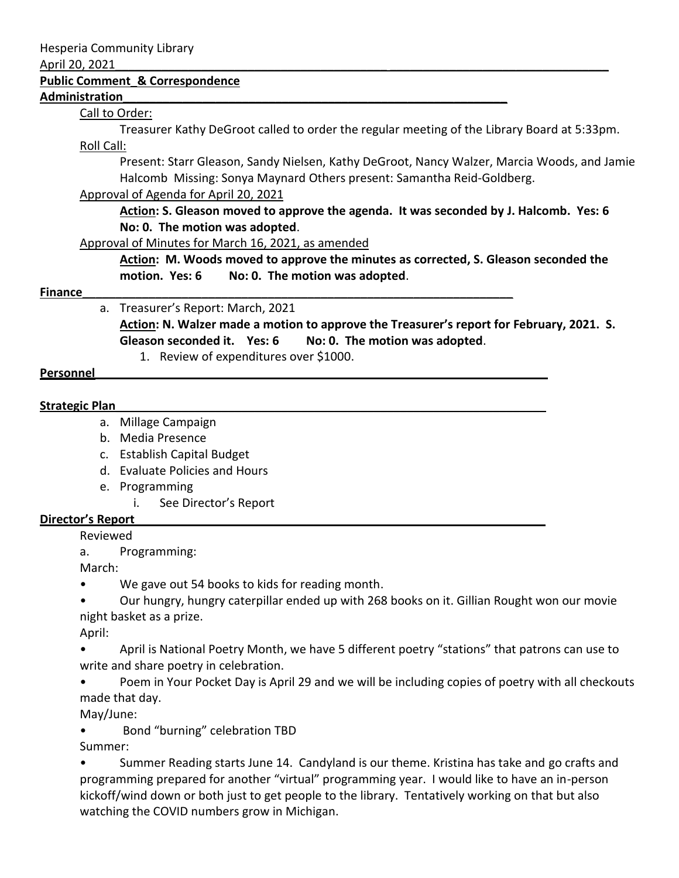Hesperia Community Library

April 20, 2021

**Public Comment_& Correspondence**

**Administration**

Call to Order:

Treasurer Kathy DeGroot called to order the regular meeting of the Library Board at 5:33pm.

Roll Call:

Present: Starr Gleason, Sandy Nielsen, Kathy DeGroot, Nancy Walzer, Marcia Woods, and Jamie Halcomb Missing: Sonya Maynard Others present: Samantha Reid-Goldberg.

Approval of Agenda for April 20, 2021

**Action: S. Gleason moved to approve the agenda. It was seconded by J. Halcomb. Yes: 6 No: 0. The motion was adopted.**

Approval of Minutes for March 16, 2021, as amended

**Action: M. Woods moved to approve the minutes as corrected, S. Gleason seconded the motion. Yes: 6 No: 0. The motion was adopted.**

**Finance**

a. Treasurer's Report: March, 2021

**Action: N. Walzer made a motion to approve the Treasurer's report for February, 2021. S. Gleason seconded it. Yes: 6 No: 0. The motion was adopted.**

1. Review of expenditures over $1000.

**Personnel**

**Strategic Plan**

a. Millage Campaign
b. Media Presence
c. Establish Capital Budget
d. Evaluate Policies and Hours
e. Programming
    i. See Director's Report

**Director's Report**

Reviewed

a. Programming:

March:

- We gave out 54 books to kids for reading month.
- Our hungry, hungry caterpillar ended up with 268 books on it. Gillian Rought won our movie night basket as a prize.

April:

- April is National Poetry Month, we have 5 different poetry "stations" that patrons can use to write and share poetry in celebration.
- Poem in Your Pocket Day is April 29 and we will be including copies of poetry with all checkouts made that day.

May/June:

- Bond "burning" celebration TBD

Summer:

- Summer Reading starts June 14. Candyland is our theme. Kristina has take and go crafts and programming prepared for another "virtual" programming year. I would like to have an in-person kickoff/wind down or both just to get people to the library. Tentatively working on that but also watching the COVID numbers grow in Michigan.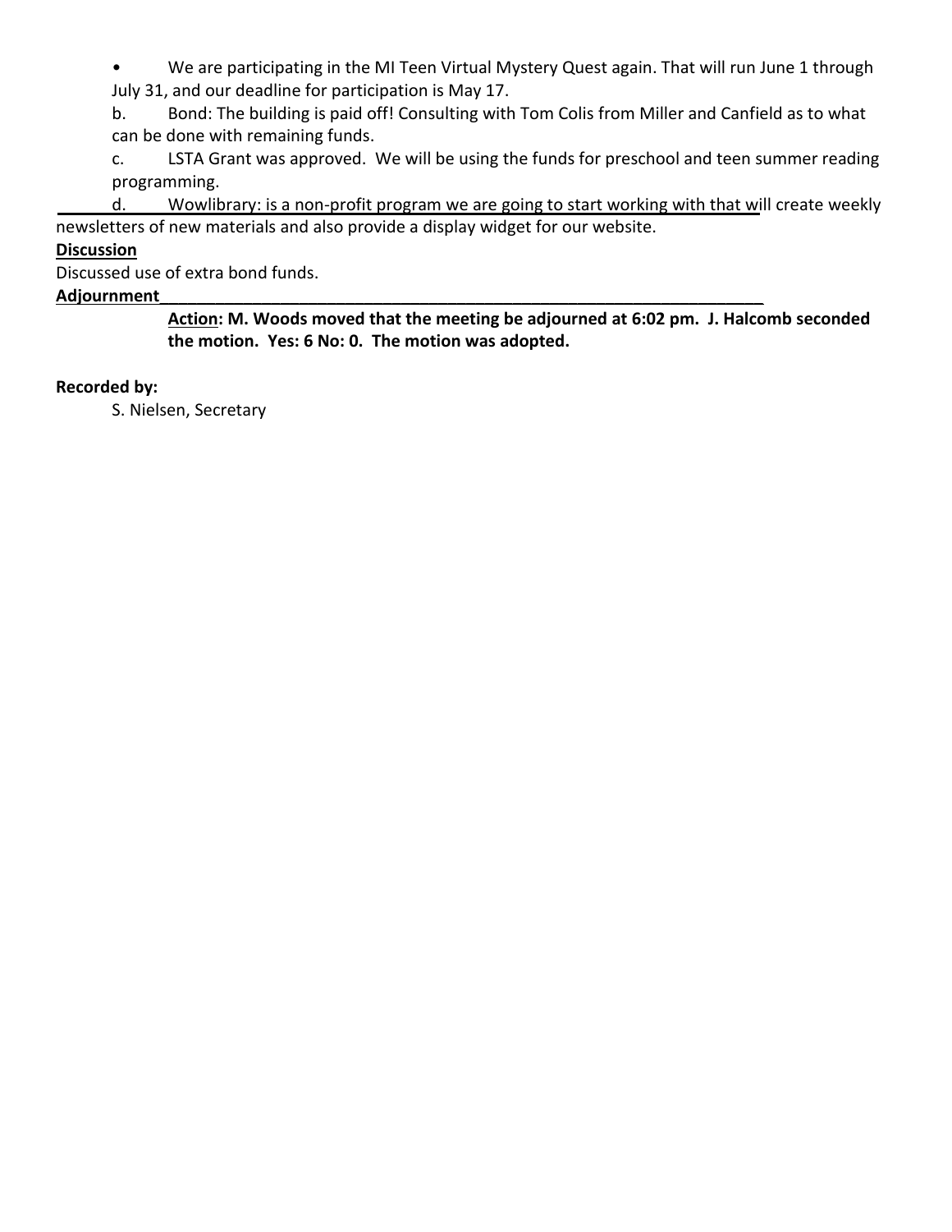- We are participating in the MI Teen Virtual Mystery Quest again. That will run June 1 through July 31, and our deadline for participation is May 17.

b. Bond: The building is paid off! Consulting with Tom Colis from Miller and Canfield as to what can be done with remaining funds.

c. LSTA Grant was approved. We will be using the funds for preschool and teen summer reading programming.

d. Wowlibrary: is a non-profit program we are going to start working with that will create weekly newsletters of new materials and also provide a display widget for our website.

**Discussion**

Discussed use of extra bond funds.

**Adjournment**

**Action: M. Woods moved that the meeting be adjourned at 6:02 pm. J. Halcomb seconded the motion. Yes: 6 No: 0. The motion was adopted.**

**Recorded by:**

S. Nielsen, Secretary